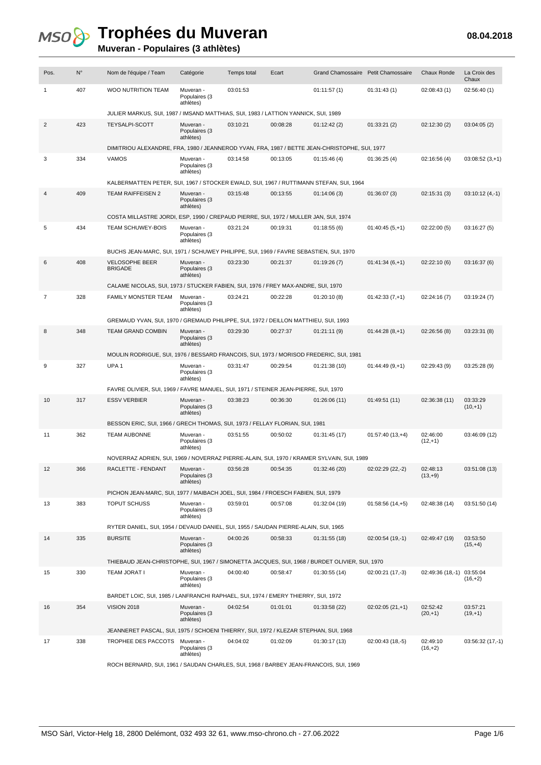# Trophées du Muveran

## Muveran - Populaires (3 athlètes)

08.04.2018

| Pos. | N° | Nom de l'équipe / Team | Catégorie | Temps total | Ecart | Grand Chamossaire | Petit Chamossaire | Chaux Ronde | La Croix des Chaux |
|---|---|---|---|---|---|---|---|---|---|
| 1 | 407 | WOO NUTRITION TEAM | Muveran - Populaires (3 athlètes) | 03:01:53 | | 01:11:57 (1) | 01:31:43 (1) | 02:08:43 (1) | 02:56:40 (1) |
| | | JULIER MARKUS, SUI, 1987 / IMSAND MATTHIAS, SUI, 1983 / LATTION YANNICK, SUI, 1989 | | | | | | | |
| 2 | 423 | TEYSALPI-SCOTT | Muveran - Populaires (3 athlètes) | 03:10:21 | 00:08:28 | 01:12:42 (2) | 01:33:21 (2) | 02:12:30 (2) | 03:04:05 (2) |
| | | DIMITRIOU ALEXANDRE, FRA, 1980 / JEANNEROD YVAN, FRA, 1987 / BETTE JEAN-CHRISTOPHE, SUI, 1977 | | | | | | | |
| 3 | 334 | VAMOS | Muveran - Populaires (3 athlètes) | 03:14:58 | 00:13:05 | 01:15:46 (4) | 01:36:25 (4) | 02:16:56 (4) | 03:08:52 (3,+1) |
| | | KALBERMATTEN PETER, SUI, 1967 / STOCKER EWALD, SUI, 1967 / RUTTIMANN STEFAN, SUI, 1964 | | | | | | | |
| 4 | 409 | TEAM RAIFFEISEN 2 | Muveran - Populaires (3 athlètes) | 03:15:48 | 00:13:55 | 01:14:06 (3) | 01:36:07 (3) | 02:15:31 (3) | 03:10:12 (4,-1) |
| | | COSTA MILLASTRE JORDI, ESP, 1990 / CREPAUD PIERRE, SUI, 1972 / MULLER JAN, SUI, 1974 | | | | | | | |
| 5 | 434 | TEAM SCHUWEY-BOIS | Muveran - Populaires (3 athlètes) | 03:21:24 | 00:19:31 | 01:18:55 (6) | 01:40:45 (5,+1) | 02:22:00 (5) | 03:16:27 (5) |
| | | BUCHS JEAN-MARC, SUI, 1971 / SCHUWEY PHILIPPE, SUI, 1969 / FAVRE SEBASTIEN, SUI, 1970 | | | | | | | |
| 6 | 408 | VELOSOPHE BEER BRIGADE | Muveran - Populaires (3 athlètes) | 03:23:30 | 00:21:37 | 01:19:26 (7) | 01:41:34 (6,+1) | 02:22:10 (6) | 03:16:37 (6) |
| | | CALAME NICOLAS, SUI, 1973 / STUCKER FABIEN, SUI, 1976 / FREY MAX-ANDRE, SUI, 1970 | | | | | | | |
| 7 | 328 | FAMILY MONSTER TEAM | Muveran - Populaires (3 athlètes) | 03:24:21 | 00:22:28 | 01:20:10 (8) | 01:42:33 (7,+1) | 02:24:16 (7) | 03:19:24 (7) |
| | | GREMAUD YVAN, SUI, 1970 / GREMAUD PHILIPPE, SUI, 1972 / DEILLON MATTHIEU, SUI, 1993 | | | | | | | |
| 8 | 348 | TEAM GRAND COMBIN | Muveran - Populaires (3 athlètes) | 03:29:30 | 00:27:37 | 01:21:11 (9) | 01:44:28 (8,+1) | 02:26:56 (8) | 03:23:31 (8) |
| | | MOULIN RODRIGUE, SUI, 1976 / BESSARD FRANCOIS, SUI, 1973 / MORISOD FREDERIC, SUI, 1981 | | | | | | | |
| 9 | 327 | UPA 1 | Muveran - Populaires (3 athlètes) | 03:31:47 | 00:29:54 | 01:21:38 (10) | 01:44:49 (9,+1) | 02:29:43 (9) | 03:25:28 (9) |
| | | FAVRE OLIVIER, SUI, 1969 / FAVRE MANUEL, SUI, 1971 / STEINER JEAN-PIERRE, SUI, 1970 | | | | | | | |
| 10 | 317 | ESSV VERBIER | Muveran - Populaires (3 athlètes) | 03:38:23 | 00:36:30 | 01:26:06 (11) | 01:49:51 (11) | 02:36:38 (11) | 03:33:29 (10,+1) |
| | | BESSON ERIC, SUI, 1966 / GRECH THOMAS, SUI, 1973 / FELLAY FLORIAN, SUI, 1981 | | | | | | | |
| 11 | 362 | TEAM AUBONNE | Muveran - Populaires (3 athlètes) | 03:51:55 | 00:50:02 | 01:31:45 (17) | 01:57:40 (13,+4) | 02:46:00 (12,+1) | 03:46:09 (12) |
| | | NOVERRAZ ADRIEN, SUI, 1969 / NOVERRAZ PIERRE-ALAIN, SUI, 1970 / KRAMER SYLVAIN, SUI, 1989 | | | | | | | |
| 12 | 366 | RACLETTE - FENDANT | Muveran - Populaires (3 athlètes) | 03:56:28 | 00:54:35 | 01:32:46 (20) | 02:02:29 (22,-2) | 02:48:13 (13,+9) | 03:51:08 (13) |
| | | PICHON JEAN-MARC, SUI, 1977 / MAIBACH JOEL, SUI, 1984 / FROESCH FABIEN, SUI, 1979 | | | | | | | |
| 13 | 383 | TOPUT SCHUSS | Muveran - Populaires (3 athlètes) | 03:59:01 | 00:57:08 | 01:32:04 (19) | 01:58:56 (14,+5) | 02:48:38 (14) | 03:51:50 (14) |
| | | RYTER DANIEL, SUI, 1954 / DEVAUD DANIEL, SUI, 1955 / SAUDAN PIERRE-ALAIN, SUI, 1965 | | | | | | | |
| 14 | 335 | BURSITE | Muveran - Populaires (3 athlètes) | 04:00:26 | 00:58:33 | 01:31:55 (18) | 02:00:54 (19,-1) | 02:49:47 (19) | 03:53:50 (15,+4) |
| | | THIEBAUD JEAN-CHRISTOPHE, SUI, 1967 / SIMONETTA JACQUES, SUI, 1968 / BURDET OLIVIER, SUI, 1970 | | | | | | | |
| 15 | 330 | TEAM JORAT I | Muveran - Populaires (3 athlètes) | 04:00:40 | 00:58:47 | 01:30:55 (14) | 02:00:21 (17,-3) | 02:49:36 (18,-1) | 03:55:04 (16,+2) |
| | | BARDET LOIC, SUI, 1985 / LANFRANCHI RAPHAEL, SUI, 1974 / EMERY THIERRY, SUI, 1972 | | | | | | | |
| 16 | 354 | VISION 2018 | Muveran - Populaires (3 athlètes) | 04:02:54 | 01:01:01 | 01:33:58 (22) | 02:02:05 (21,+1) | 02:52:42 (20,+1) | 03:57:21 (19,+1) |
| | | JEANNERET PASCAL, SUI, 1975 / SCHOENI THIERRY, SUI, 1972 / KLEZAR STEPHAN, SUI, 1968 | | | | | | | |
| 17 | 338 | TROPHEE DES PACCOTS | Muveran - Populaires (3 athlètes) | 04:04:02 | 01:02:09 | 01:30:17 (13) | 02:00:43 (18,-5) | 02:49:10 (16,+2) | 03:56:32 (17,-1) |
| | | ROCH BERNARD, SUI, 1961 / SAUDAN CHARLES, SUI, 1968 / BARBEY JEAN-FRANCOIS, SUI, 1969 | | | | | | | |

MSO Sàrl, Victor-Helg 18, 2800 Delémont, 032 493 32 61, www.mso-chrono.ch - 27.06.2022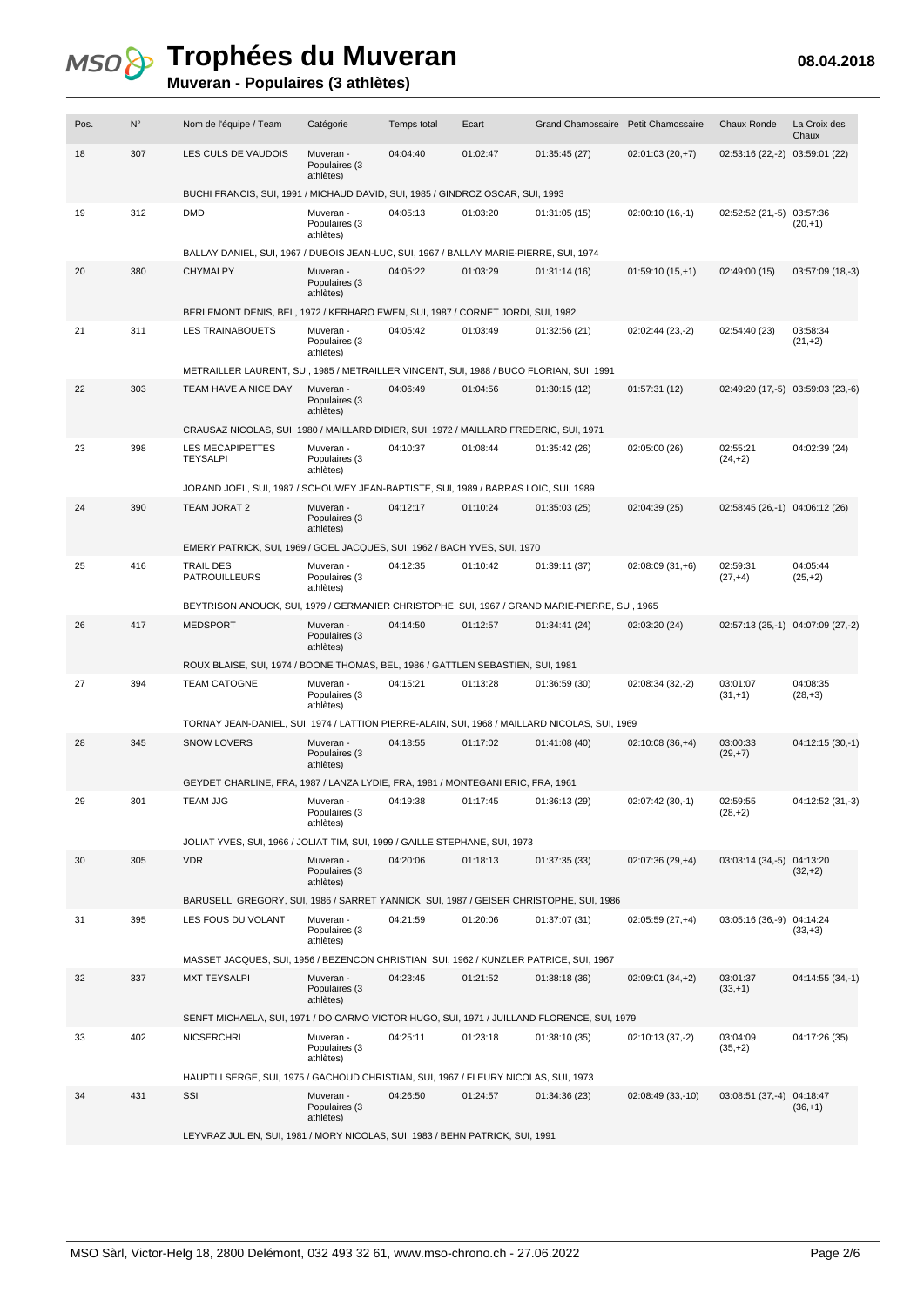# Trophées du Muveran

## Muveran - Populaires (3 athlètes)

08.04.2018

| Pos. | N° | Nom de l'équipe / Team | Catégorie | Temps total | Ecart | Grand Chamossaire | Petit Chamossaire | Chaux Ronde | La Croix des Chaux |
|---|---|---|---|---|---|---|---|---|---|
| 18 | 307 | LES CULS DE VAUDOIS | Muveran - Populaires (3 athlètes) | 04:04:40 | 01:02:47 | 01:35:45 (27) | 02:01:03 (20,+7) | 02:53:16 (22,-2) | 03:59:01 (22) |
| | | BUCHI FRANCIS, SUI, 1991 / MICHAUD DAVID, SUI, 1985 / GINDROZ OSCAR, SUI, 1993 | | | | | | | |
| 19 | 312 | DMD | Muveran - Populaires (3 athlètes) | 04:05:13 | 01:03:20 | 01:31:05 (15) | 02:00:10 (16,-1) | 02:52:52 (21,-5) | 03:57:36 (20,+1) |
| | | BALLAY DANIEL, SUI, 1967 / DUBOIS JEAN-LUC, SUI, 1967 / BALLAY MARIE-PIERRE, SUI, 1974 | | | | | | | |
| 20 | 380 | CHYMALPY | Muveran - Populaires (3 athlètes) | 04:05:22 | 01:03:29 | 01:31:14 (16) | 01:59:10 (15,+1) | 02:49:00 (15) | 03:57:09 (18,-3) |
| | | BERLEMONT DENIS, BEL, 1972 / KERHARO EWEN, SUI, 1987 / CORNET JORDI, SUI, 1982 | | | | | | | |
| 21 | 311 | LES TRAINABOUETS | Muveran - Populaires (3 athlètes) | 04:05:42 | 01:03:49 | 01:32:56 (21) | 02:02:44 (23,-2) | 02:54:40 (23) | 03:58:34 (21,+2) |
| | | METRAILLER LAURENT, SUI, 1985 / METRAILLER VINCENT, SUI, 1988 / BUCO FLORIAN, SUI, 1991 | | | | | | | |
| 22 | 303 | TEAM HAVE A NICE DAY | Muveran - Populaires (3 athlètes) | 04:06:49 | 01:04:56 | 01:30:15 (12) | 01:57:31 (12) | 02:49:20 (17,-5) | 03:59:03 (23,-6) |
| | | CRAUSAZ NICOLAS, SUI, 1980 / MAILLARD DIDIER, SUI, 1972 / MAILLARD FREDERIC, SUI, 1971 | | | | | | | |
| 23 | 398 | LES MECAPIPETTES TEYSALPI | Muveran - Populaires (3 athlètes) | 04:10:37 | 01:08:44 | 01:35:42 (26) | 02:05:00 (26) | 02:55:21 (24,+2) | 04:02:39 (24) |
| | | JORAND JOEL, SUI, 1987 / SCHOUWEY JEAN-BAPTISTE, SUI, 1989 / BARRAS LOIC, SUI, 1989 | | | | | | | |
| 24 | 390 | TEAM JORAT 2 | Muveran - Populaires (3 athlètes) | 04:12:17 | 01:10:24 | 01:35:03 (25) | 02:04:39 (25) | 02:58:45 (26,-1) | 04:06:12 (26) |
| | | EMERY PATRICK, SUI, 1969 / GOEL JACQUES, SUI, 1962 / BACH YVES, SUI, 1970 | | | | | | | |
| 25 | 416 | TRAIL DES PATROUILLEURS | Muveran - Populaires (3 athlètes) | 04:12:35 | 01:10:42 | 01:39:11 (37) | 02:08:09 (31,+6) | 02:59:31 (27,+4) | 04:05:44 (25,+2) |
| | | BEYTRISON ANOUCK, SUI, 1979 / GERMANIER CHRISTOPHE, SUI, 1967 / GRAND MARIE-PIERRE, SUI, 1965 | | | | | | | |
| 26 | 417 | MEDSPORT | Muveran - Populaires (3 athlètes) | 04:14:50 | 01:12:57 | 01:34:41 (24) | 02:03:20 (24) | 02:57:13 (25,-1) | 04:07:09 (27,-2) |
| | | ROUX BLAISE, SUI, 1974 / BOONE THOMAS, BEL, 1986 / GATTLEN SEBASTIEN, SUI, 1981 | | | | | | | |
| 27 | 394 | TEAM CATOGNE | Muveran - Populaires (3 athlètes) | 04:15:21 | 01:13:28 | 01:36:59 (30) | 02:08:34 (32,-2) | 03:01:07 (31,+1) | 04:08:35 (28,+3) |
| | | TORNAY JEAN-DANIEL, SUI, 1974 / LATTION PIERRE-ALAIN, SUI, 1968 / MAILLARD NICOLAS, SUI, 1969 | | | | | | | |
| 28 | 345 | SNOW LOVERS | Muveran - Populaires (3 athlètes) | 04:18:55 | 01:17:02 | 01:41:08 (40) | 02:10:08 (36,+4) | 03:00:33 (29,+7) | 04:12:15 (30,-1) |
| | | GEYDET CHARLINE, FRA, 1987 / LANZA LYDIE, FRA, 1981 / MONTEGANI ERIC, FRA, 1961 | | | | | | | |
| 29 | 301 | TEAM JJG | Muveran - Populaires (3 athlètes) | 04:19:38 | 01:17:45 | 01:36:13 (29) | 02:07:42 (30,-1) | 02:59:55 (28,+2) | 04:12:52 (31,-3) |
| | | JOLIAT YVES, SUI, 1966 / JOLIAT TIM, SUI, 1999 / GAILLE STEPHANE, SUI, 1973 | | | | | | | |
| 30 | 305 | VDR | Muveran - Populaires (3 athlètes) | 04:20:06 | 01:18:13 | 01:37:35 (33) | 02:07:36 (29,+4) | 03:03:14 (34,-5) | 04:13:20 (32,+2) |
| | | BARUSELLI GREGORY, SUI, 1986 / SARRET YANNICK, SUI, 1987 / GEISER CHRISTOPHE, SUI, 1986 | | | | | | | |
| 31 | 395 | LES FOUS DU VOLANT | Muveran - Populaires (3 athlètes) | 04:21:59 | 01:20:06 | 01:37:07 (31) | 02:05:59 (27,+4) | 03:05:16 (36,-9) | 04:14:24 (33,+3) |
| | | MASSET JACQUES, SUI, 1956 / BEZENCON CHRISTIAN, SUI, 1962 / KUNZLER PATRICE, SUI, 1967 | | | | | | | |
| 32 | 337 | MXT TEYSALPI | Muveran - Populaires (3 athlètes) | 04:23:45 | 01:21:52 | 01:38:18 (36) | 02:09:01 (34,+2) | 03:01:37 (33,+1) | 04:14:55 (34,-1) |
| | | SENFT MICHAELA, SUI, 1971 / DO CARMO VICTOR HUGO, SUI, 1971 / JUILLAND FLORENCE, SUI, 1979 | | | | | | | |
| 33 | 402 | NICSERCHRI | Muveran - Populaires (3 athlètes) | 04:25:11 | 01:23:18 | 01:38:10 (35) | 02:10:13 (37,-2) | 03:04:09 (35,+2) | 04:17:26 (35) |
| | | HAUPTLI SERGE, SUI, 1975 / GACHOUD CHRISTIAN, SUI, 1967 / FLEURY NICOLAS, SUI, 1973 | | | | | | | |
| 34 | 431 | SSI | Muveran - Populaires (3 athlètes) | 04:26:50 | 01:24:57 | 01:34:36 (23) | 02:08:49 (33,-10) | 03:08:51 (37,-4) | 04:18:47 (36,+1) |
| | | LEYVRAZ JULIEN, SUI, 1981 / MORY NICOLAS, SUI, 1983 / BEHN PATRICK, SUI, 1991 | | | | | | | |

MSO Sàrl, Victor-Helg 18, 2800 Delémont, 032 493 32 61, www.mso-chrono.ch - 27.06.2022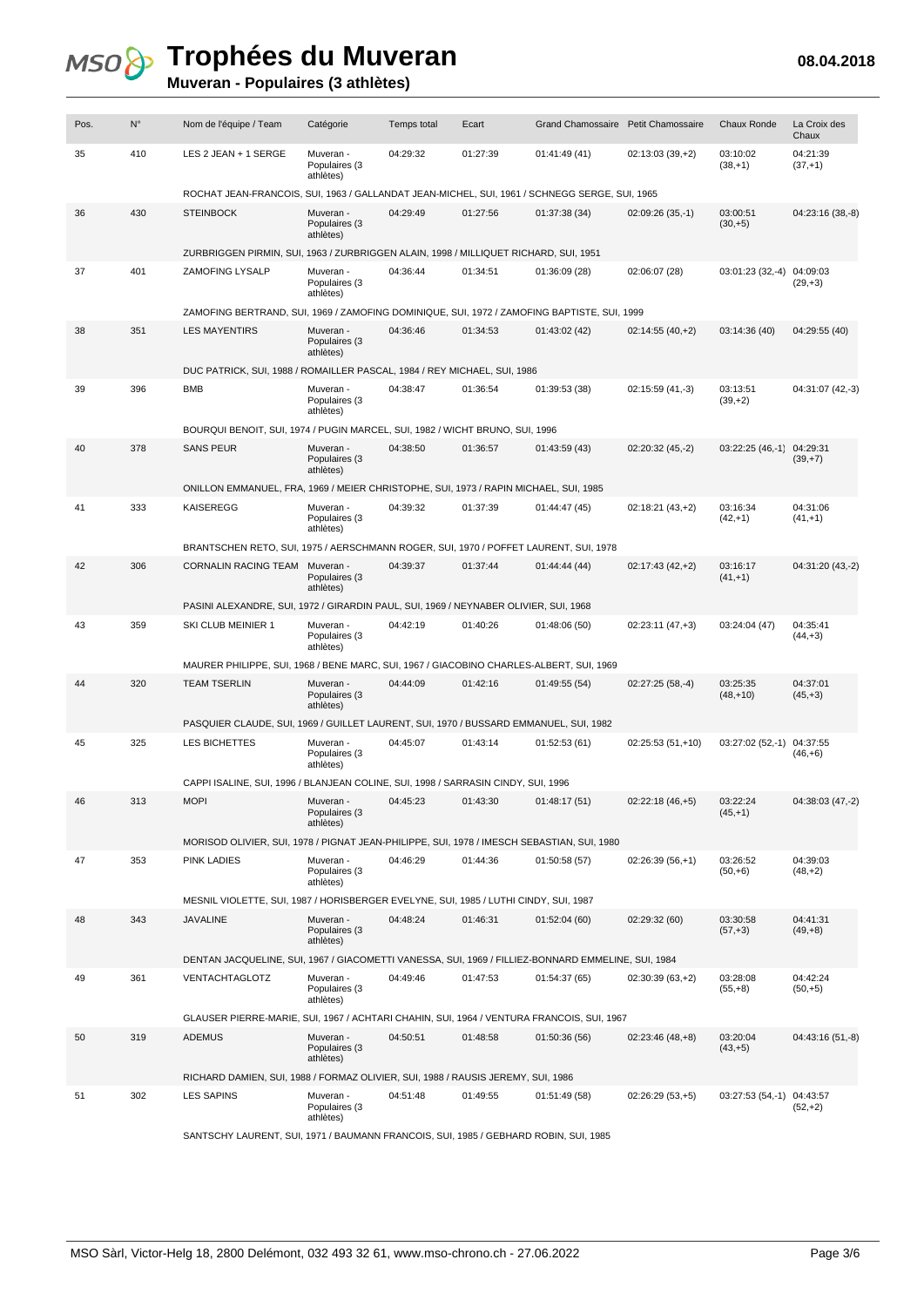# Trophées du Muveran

**Muveran - Populaires (3 athlètes)**

08.04.2018

| Pos. | N° | Nom de l'équipe / Team | Catégorie | Temps total | Ecart | Grand Chamossaire | Petit Chamossaire | Chaux Ronde | La Croix des Chaux |
|---|---|---|---|---|---|---|---|---|---|
| 35 | 410 | LES 2 JEAN + 1 SERGE | Muveran - Populaires (3 athlètes) | 04:29:32 | 01:27:39 | 01:41:49 (41) | 02:13:03 (39,+2) | 03:10:02 (38,+1) | 04:21:39 (37,+1) |
| | | ROCHAT JEAN-FRANCOIS, SUI, 1963 / GALLANDAT JEAN-MICHEL, SUI, 1961 / SCHNEGG SERGE, SUI, 1965 | | | | | | | |
| 36 | 430 | STEINBOCK | Muveran - Populaires (3 athlètes) | 04:29:49 | 01:27:56 | 01:37:38 (34) | 02:09:26 (35,-1) | 03:00:51 (30,+5) | 04:23:16 (38,-8) |
| | | ZURBRIGGEN PIRMIN, SUI, 1963 / ZURBRIGGEN ALAIN, 1998 / MILLIQUET RICHARD, SUI, 1951 | | | | | | | |
| 37 | 401 | ZAMOFING LYSALP | Muveran - Populaires (3 athlètes) | 04:36:44 | 01:34:51 | 01:36:09 (28) | 02:06:07 (28) | 03:01:23 (32,-4) | 04:09:03 (29,+3) |
| | | ZAMOFING BERTRAND, SUI, 1969 / ZAMOFING DOMINIQUE, SUI, 1972 / ZAMOFING BAPTISTE, SUI, 1999 | | | | | | | |
| 38 | 351 | LES MAYENTIRS | Muveran - Populaires (3 athlètes) | 04:36:46 | 01:34:53 | 01:43:02 (42) | 02:14:55 (40,+2) | 03:14:36 (40) | 04:29:55 (40) |
| | | DUC PATRICK, SUI, 1988 / ROMAILLER PASCAL, 1984 / REY MICHAEL, SUI, 1986 | | | | | | | |
| 39 | 396 | BMB | Muveran - Populaires (3 athlètes) | 04:38:47 | 01:36:54 | 01:39:53 (38) | 02:15:59 (41,-3) | 03:13:51 (39,+2) | 04:31:07 (42,-3) |
| | | BOURQUI BENOIT, SUI, 1974 / PUGIN MARCEL, SUI, 1982 / WICHT BRUNO, SUI, 1996 | | | | | | | |
| 40 | 378 | SANS PEUR | Muveran - Populaires (3 athlètes) | 04:38:50 | 01:36:57 | 01:43:59 (43) | 02:20:32 (45,-2) | 03:22:25 (46,-1) | 04:29:31 (39,+7) |
| | | ONILLON EMMANUEL, FRA, 1969 / MEIER CHRISTOPHE, SUI, 1973 / RAPIN MICHAEL, SUI, 1985 | | | | | | | |
| 41 | 333 | KAISEREGG | Muveran - Populaires (3 athlètes) | 04:39:32 | 01:37:39 | 01:44:47 (45) | 02:18:21 (43,+2) | 03:16:34 (42,+1) | 04:31:06 (41,+1) |
| | | BRANTSCHEN RETO, SUI, 1975 / AERSCHMANN ROGER, SUI, 1970 / POFFET LAURENT, SUI, 1978 | | | | | | | |
| 42 | 306 | CORNALIN RACING TEAM | Muveran - Populaires (3 athlètes) | 04:39:37 | 01:37:44 | 01:44:44 (44) | 02:17:43 (42,+2) | 03:16:17 (41,+1) | 04:31:20 (43,-2) |
| | | PASINI ALEXANDRE, SUI, 1972 / GIRARDIN PAUL, SUI, 1969 / NEYNABER OLIVIER, SUI, 1968 | | | | | | | |
| 43 | 359 | SKI CLUB MEINIER 1 | Muveran - Populaires (3 athlètes) | 04:42:19 | 01:40:26 | 01:48:06 (50) | 02:23:11 (47,+3) | 03:24:04 (47) | 04:35:41 (44,+3) |
| | | MAURER PHILIPPE, SUI, 1968 / BENE MARC, SUI, 1967 / GIACOBINO CHARLES-ALBERT, SUI, 1969 | | | | | | | |
| 44 | 320 | TEAM TSERLIN | Muveran - Populaires (3 athlètes) | 04:44:09 | 01:42:16 | 01:49:55 (54) | 02:27:25 (58,-4) | 03:25:35 (48,+10) | 04:37:01 (45,+3) |
| | | PASQUIER CLAUDE, SUI, 1969 / GUILLET LAURENT, SUI, 1970 / BUSSARD EMMANUEL, SUI, 1982 | | | | | | | |
| 45 | 325 | LES BICHETTES | Muveran - Populaires (3 athlètes) | 04:45:07 | 01:43:14 | 01:52:53 (61) | 02:25:53 (51,+10) | 03:27:02 (52,-1) | 04:37:55 (46,+6) |
| | | CAPPI ISALINE, SUI, 1996 / BLANJEAN COLINE, SUI, 1998 / SARRASIN CINDY, SUI, 1996 | | | | | | | |
| 46 | 313 | MOPI | Muveran - Populaires (3 athlètes) | 04:45:23 | 01:43:30 | 01:48:17 (51) | 02:22:18 (46,+5) | 03:22:24 (45,+1) | 04:38:03 (47,-2) |
| | | MORISOD OLIVIER, SUI, 1978 / PIGNAT JEAN-PHILIPPE, SUI, 1978 / IMESCH SEBASTIAN, SUI, 1980 | | | | | | | |
| 47 | 353 | PINK LADIES | Muveran - Populaires (3 athlètes) | 04:46:29 | 01:44:36 | 01:50:58 (57) | 02:26:39 (56,+1) | 03:26:52 (50,+6) | 04:39:03 (48,+2) |
| | | MESNIL VIOLETTE, SUI, 1987 / HORISBERGER EVELYNE, SUI, 1985 / LUTHI CINDY, SUI, 1987 | | | | | | | |
| 48 | 343 | JAVALINE | Muveran - Populaires (3 athlètes) | 04:48:24 | 01:46:31 | 01:52:04 (60) | 02:29:32 (60) | 03:30:58 (57,+3) | 04:41:31 (49,+8) |
| | | DENTAN JACQUELINE, SUI, 1967 / GIACOMETTI VANESSA, SUI, 1969 / FILLIEZ-BONNARD EMMELINE, SUI, 1984 | | | | | | | |
| 49 | 361 | VENTACHTAGLOTZ | Muveran - Populaires (3 athlètes) | 04:49:46 | 01:47:53 | 01:54:37 (65) | 02:30:39 (63,+2) | 03:28:08 (55,+8) | 04:42:24 (50,+5) |
| | | GLAUSER PIERRE-MARIE, SUI, 1967 / ACHTARI CHAHIN, SUI, 1964 / VENTURA FRANCOIS, SUI, 1967 | | | | | | | |
| 50 | 319 | ADEMUS | Muveran - Populaires (3 athlètes) | 04:50:51 | 01:48:58 | 01:50:36 (56) | 02:23:46 (48,+8) | 03:20:04 (43,+5) | 04:43:16 (51,-8) |
| | | RICHARD DAMIEN, SUI, 1988 / FORMAZ OLIVIER, SUI, 1988 / RAUSIS JEREMY, SUI, 1986 | | | | | | | |
| 51 | 302 | LES SAPINS | Muveran - Populaires (3 athlètes) | 04:51:48 | 01:49:55 | 01:51:49 (58) | 02:26:29 (53,+5) | 03:27:53 (54,-1) | 04:43:57 (52,+2) |
| | | SANTSCHY LAURENT, SUI, 1971 / BAUMANN FRANCOIS, SUI, 1985 / GEBHARD ROBIN, SUI, 1985 | | | | | | | |

MSO Sàrl, Victor-Helg 18, 2800 Delémont, 032 493 32 61, www.mso-chrono.ch - 27.06.2022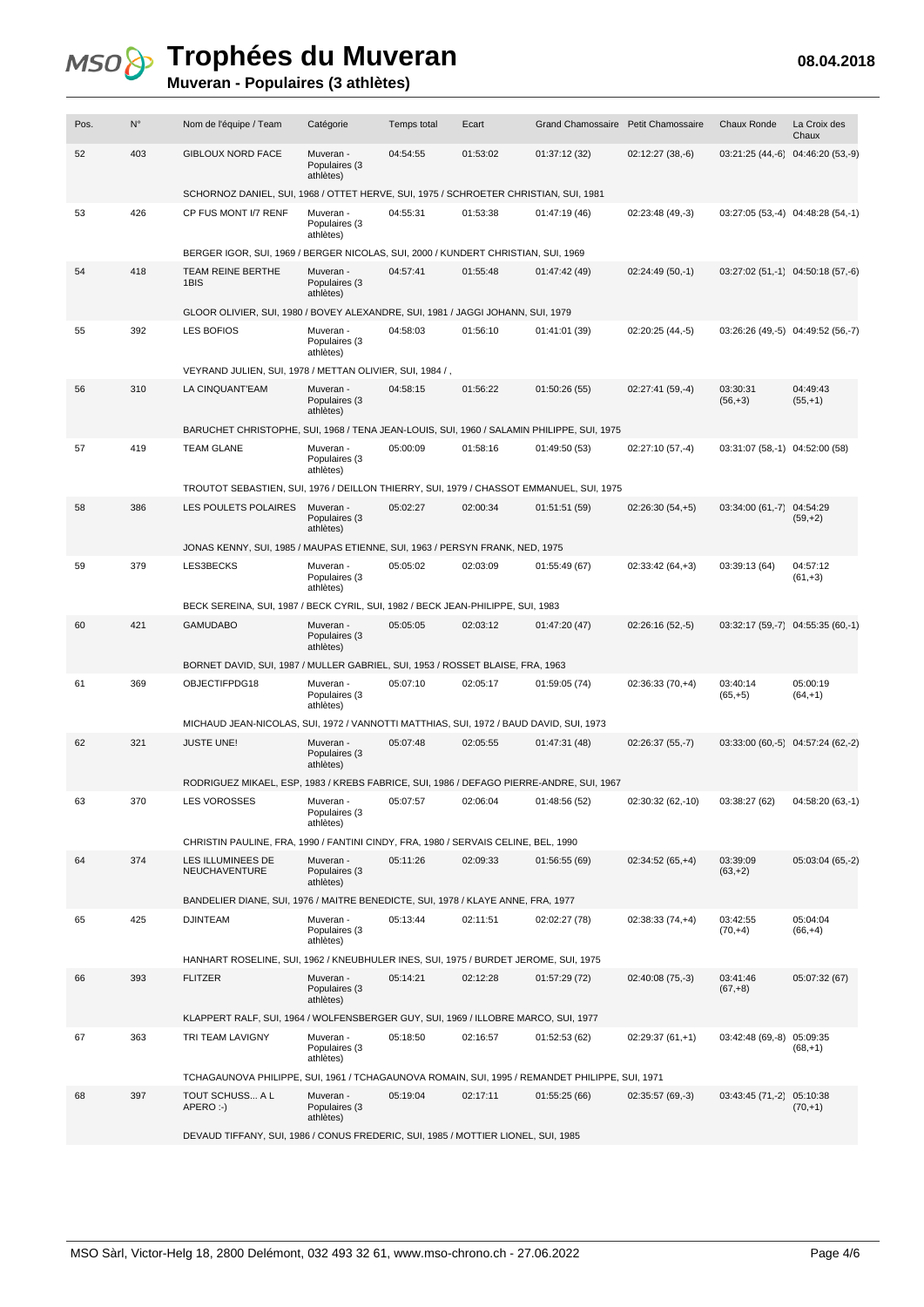# Trophées du Muveran

## Muveran - Populaires (3 athlètes)

08.04.2018

| Pos. | N° | Nom de l'équipe / Team | Catégorie | Temps total | Ecart | Grand Chamossaire | Petit Chamossaire | Chaux Ronde | La Croix des Chaux |
|---|---|---|---|---|---|---|---|---|---|
| 52 | 403 | GIBLOUX NORD FACE | Muveran - Populaires (3 athlètes) | 04:54:55 | 01:53:02 | 01:37:12 (32) | 02:12:27 (38,-6) | 03:21:25 (44,-6) | 04:46:20 (53,-9) |
| | | SCHORNOZ DANIEL, SUI, 1968 / OTTET HERVE, SUI, 1975 / SCHROETER CHRISTIAN, SUI, 1981 | | | | | | | |
| 53 | 426 | CP FUS MONT I/7 RENF | Muveran - Populaires (3 athlètes) | 04:55:31 | 01:53:38 | 01:47:19 (46) | 02:23:48 (49,-3) | 03:27:05 (53,-4) | 04:48:28 (54,-1) |
| | | BERGER IGOR, SUI, 1969 / BERGER NICOLAS, SUI, 2000 / KUNDERT CHRISTIAN, SUI, 1969 | | | | | | | |
| 54 | 418 | TEAM REINE BERTHE 1BIS | Muveran - Populaires (3 athlètes) | 04:57:41 | 01:55:48 | 01:47:42 (49) | 02:24:49 (50,-1) | 03:27:02 (51,-1) | 04:50:18 (57,-6) |
| | | GLOOR OLIVIER, SUI, 1980 / BOVEY ALEXANDRE, SUI, 1981 / JAGGI JOHANN, SUI, 1979 | | | | | | | |
| 55 | 392 | LES BOFIOS | Muveran - Populaires (3 athlètes) | 04:58:03 | 01:56:10 | 01:41:01 (39) | 02:20:25 (44,-5) | 03:26:26 (49,-5) | 04:49:52 (56,-7) |
| | | VEYRAND JULIEN, SUI, 1978 / METTAN OLIVIER, SUI, 1984 / , | | | | | | | |
| 56 | 310 | LA CINQUANT'EAM | Muveran - Populaires (3 athlètes) | 04:58:15 | 01:56:22 | 01:50:26 (55) | 02:27:41 (59,-4) | 03:30:31 (56,+3) | 04:49:43 (55,+1) |
| | | BARUCHET CHRISTOPHE, SUI, 1968 / TENA JEAN-LOUIS, SUI, 1960 / SALAMIN PHILIPPE, SUI, 1975 | | | | | | | |
| 57 | 419 | TEAM GLANE | Muveran - Populaires (3 athlètes) | 05:00:09 | 01:58:16 | 01:49:50 (53) | 02:27:10 (57,-4) | 03:31:07 (58,-1) | 04:52:00 (58) |
| | | TROUTOT SEBASTIEN, SUI, 1976 / DEILLON THIERRY, SUI, 1979 / CHASSOT EMMANUEL, SUI, 1975 | | | | | | | |
| 58 | 386 | LES POULETS POLAIRES | Muveran - Populaires (3 athlètes) | 05:02:27 | 02:00:34 | 01:51:51 (59) | 02:26:30 (54,+5) | 03:34:00 (61,-7) | 04:54:29 (59,+2) |
| | | JONAS KENNY, SUI, 1985 / MAUPAS ETIENNE, SUI, 1963 / PERSYN FRANK, NED, 1975 | | | | | | | |
| 59 | 379 | LES3BECKS | Muveran - Populaires (3 athlètes) | 05:05:02 | 02:03:09 | 01:55:49 (67) | 02:33:42 (64,+3) | 03:39:13 (64) | 04:57:12 (61,+3) |
| | | BECK SEREINA, SUI, 1987 / BECK CYRIL, SUI, 1982 / BECK JEAN-PHILIPPE, SUI, 1983 | | | | | | | |
| 60 | 421 | GAMUDABO | Muveran - Populaires (3 athlètes) | 05:05:05 | 02:03:12 | 01:47:20 (47) | 02:26:16 (52,-5) | 03:32:17 (59,-7) | 04:55:35 (60,-1) |
| | | BORNET DAVID, SUI, 1987 / MULLER GABRIEL, SUI, 1953 / ROSSET BLAISE, FRA, 1963 | | | | | | | |
| 61 | 369 | OBJECTIFPDG18 | Muveran - Populaires (3 athlètes) | 05:07:10 | 02:05:17 | 01:59:05 (74) | 02:36:33 (70,+4) | 03:40:14 (65,+5) | 05:00:19 (64,+1) |
| | | MICHAUD JEAN-NICOLAS, SUI, 1972 / VANNOTTI MATTHIAS, SUI, 1972 / BAUD DAVID, SUI, 1973 | | | | | | | |
| 62 | 321 | JUSTE UNE! | Muveran - Populaires (3 athlètes) | 05:07:48 | 02:05:55 | 01:47:31 (48) | 02:26:37 (55,-7) | 03:33:00 (60,-5) | 04:57:24 (62,-2) |
| | | RODRIGUEZ MIKAEL, ESP, 1983 / KREBS FABRICE, SUI, 1986 / DEFAGO PIERRE-ANDRE, SUI, 1967 | | | | | | | |
| 63 | 370 | LES VOROSSES | Muveran - Populaires (3 athlètes) | 05:07:57 | 02:06:04 | 01:48:56 (52) | 02:30:32 (62,-10) | 03:38:27 (62) | 04:58:20 (63,-1) |
| | | CHRISTIN PAULINE, FRA, 1990 / FANTINI CINDY, FRA, 1980 / SERVAIS CELINE, BEL, 1990 | | | | | | | |
| 64 | 374 | LES ILLUMINEES DE NEUCHAVENTURE | Muveran - Populaires (3 athlètes) | 05:11:26 | 02:09:33 | 01:56:55 (69) | 02:34:52 (65,+4) | 03:39:09 (63,+2) | 05:03:04 (65,-2) |
| | | BANDELIER DIANE, SUI, 1976 / MAITRE BENEDICTE, SUI, 1978 / KLAYE ANNE, FRA, 1977 | | | | | | | |
| 65 | 425 | DJINTEAM | Muveran - Populaires (3 athlètes) | 05:13:44 | 02:11:51 | 02:02:27 (78) | 02:38:33 (74,+4) | 03:42:55 (70,+4) | 05:04:04 (66,+4) |
| | | HANHART ROSELINE, SUI, 1962 / KNEUBHULER INES, SUI, 1975 / BURDET JEROME, SUI, 1975 | | | | | | | |
| 66 | 393 | FLITZER | Muveran - Populaires (3 athlètes) | 05:14:21 | 02:12:28 | 01:57:29 (72) | 02:40:08 (75,-3) | 03:41:46 (67,+8) | 05:07:32 (67) |
| | | KLAPPERT RALF, SUI, 1964 / WOLFENSBERGER GUY, SUI, 1969 / ILLOBRE MARCO, SUI, 1977 | | | | | | | |
| 67 | 363 | TRI TEAM LAVIGNY | Muveran - Populaires (3 athlètes) | 05:18:50 | 02:16:57 | 01:52:53 (62) | 02:29:37 (61,+1) | 03:42:48 (69,-8) | 05:09:35 (68,+1) |
| | | TCHAGAUNOVA PHILIPPE, SUI, 1961 / TCHAGAUNOVA ROMAIN, SUI, 1995 / REMANDET PHILIPPE, SUI, 1971 | | | | | | | |
| 68 | 397 | TOUT SCHUSS... A L APERO :-) | Muveran - Populaires (3 athlètes) | 05:19:04 | 02:17:11 | 01:55:25 (66) | 02:35:57 (69,-3) | 03:43:45 (71,-2) | 05:10:38 (70,+1) |
| | | DEVAUD TIFFANY, SUI, 1986 / CONUS FREDERIC, SUI, 1985 / MOTTIER LIONEL, SUI, 1985 | | | | | | | |

MSO Sàrl, Victor-Helg 18, 2800 Delémont, 032 493 32 61, www.mso-chrono.ch - 27.06.2022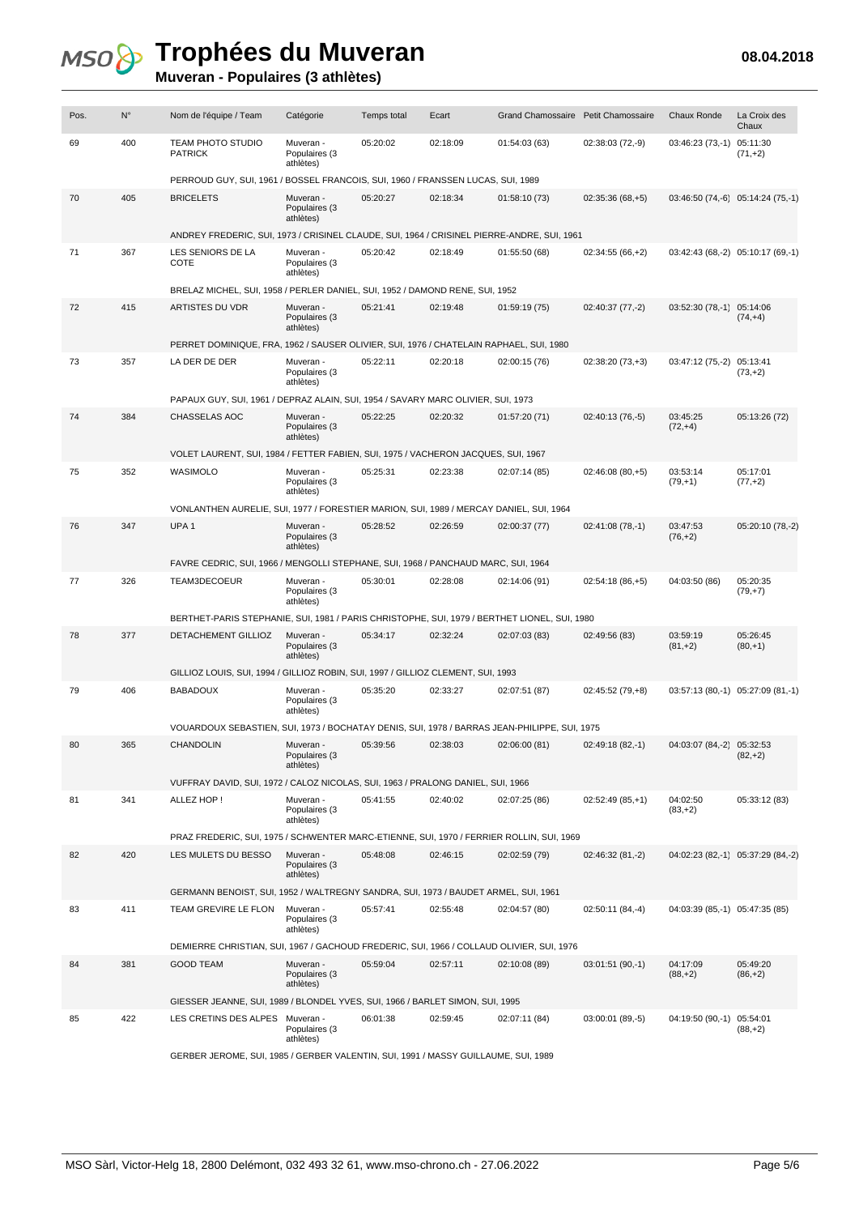# Trophées du Muveran

## Muveran - Populaires (3 athlètes)

08.04.2018

| Pos. | N° | Nom de l'équipe / Team | Catégorie | Temps total | Ecart | Grand Chamossaire | Petit Chamossaire | Chaux Ronde | La Croix des Chaux |
|---|---|---|---|---|---|---|---|---|---|
| 69 | 400 | TEAM PHOTO STUDIO PATRICK | Muveran - Populaires (3 athlètes) | 05:20:02 | 02:18:09 | 01:54:03 (63) | 02:38:03 (72,-9) | 03:46:23 (73,-1) | 05:11:30 (71,+2) |
| | | PERROUD GUY, SUI, 1961 / BOSSEL FRANCOIS, SUI, 1960 / FRANSSEN LUCAS, SUI, 1989 | | | | | | | |
| 70 | 405 | BRICELETS | Muveran - Populaires (3 athlètes) | 05:20:27 | 02:18:34 | 01:58:10 (73) | 02:35:36 (68,+5) | 03:46:50 (74,-6) | 05:14:24 (75,-1) |
| | | ANDREY FREDERIC, SUI, 1973 / CRISINEL CLAUDE, SUI, 1964 / CRISINEL PIERRE-ANDRE, SUI, 1961 | | | | | | | |
| 71 | 367 | LES SENIORS DE LA COTE | Muveran - Populaires (3 athlètes) | 05:20:42 | 02:18:49 | 01:55:50 (68) | 02:34:55 (66,+2) | 03:42:43 (68,-2) | 05:10:17 (69,-1) |
| | | BRELAZ MICHEL, SUI, 1958 / PERLER DANIEL, SUI, 1952 / DAMOND RENE, SUI, 1952 | | | | | | | |
| 72 | 415 | ARTISTES DU VDR | Muveran - Populaires (3 athlètes) | 05:21:41 | 02:19:48 | 01:59:19 (75) | 02:40:37 (77,-2) | 03:52:30 (78,-1) | 05:14:06 (74,+4) |
| | | PERRET DOMINIQUE, FRA, 1962 / SAUSER OLIVIER, SUI, 1976 / CHATELAIN RAPHAEL, SUI, 1980 | | | | | | | |
| 73 | 357 | LA DER DE DER | Muveran - Populaires (3 athlètes) | 05:22:11 | 02:20:18 | 02:00:15 (76) | 02:38:20 (73,+3) | 03:47:12 (75,-2) | 05:13:41 (73,+2) |
| | | PAPAUX GUY, SUI, 1961 / DEPRAZ ALAIN, SUI, 1954 / SAVARY MARC OLIVIER, SUI, 1973 | | | | | | | |
| 74 | 384 | CHASSELAS AOC | Muveran - Populaires (3 athlètes) | 05:22:25 | 02:20:32 | 01:57:20 (71) | 02:40:13 (76,-5) | 03:45:25 (72,+4) | 05:13:26 (72) |
| | | VOLET LAURENT, SUI, 1984 / FETTER FABIEN, SUI, 1975 / VACHERON JACQUES, SUI, 1967 | | | | | | | |
| 75 | 352 | WASIMOLO | Muveran - Populaires (3 athlètes) | 05:25:31 | 02:23:38 | 02:07:14 (85) | 02:46:08 (80,+5) | 03:53:14 (79,+1) | 05:17:01 (77,+2) |
| | | VONLANTHEN AURELIE, SUI, 1977 / FORESTIER MARION, SUI, 1989 / MERCAY DANIEL, SUI, 1964 | | | | | | | |
| 76 | 347 | UPA 1 | Muveran - Populaires (3 athlètes) | 05:28:52 | 02:26:59 | 02:00:37 (77) | 02:41:08 (78,-1) | 03:47:53 (76,+2) | 05:20:10 (78,-2) |
| | | FAVRE CEDRIC, SUI, 1966 / MENGOLLI STEPHANE, SUI, 1968 / PANCHAUD MARC, SUI, 1964 | | | | | | | |
| 77 | 326 | TEAM3DECOEUR | Muveran - Populaires (3 athlètes) | 05:30:01 | 02:28:08 | 02:14:06 (91) | 02:54:18 (86,+5) | 04:03:50 (86) | 05:20:35 (79,+7) |
| | | BERTHET-PARIS STEPHANIE, SUI, 1981 / PARIS CHRISTOPHE, SUI, 1979 / BERTHET LIONEL, SUI, 1980 | | | | | | | |
| 78 | 377 | DETACHEMENT GILLIOZ | Muveran - Populaires (3 athlètes) | 05:34:17 | 02:32:24 | 02:07:03 (83) | 02:49:56 (83) | 03:59:19 (81,+2) | 05:26:45 (80,+1) |
| | | GILLIOZ LOUIS, SUI, 1994 / GILLIOZ ROBIN, SUI, 1997 / GILLIOZ CLEMENT, SUI, 1993 | | | | | | | |
| 79 | 406 | BABADOUX | Muveran - Populaires (3 athlètes) | 05:35:20 | 02:33:27 | 02:07:51 (87) | 02:45:52 (79,+8) | 03:57:13 (80,-1) | 05:27:09 (81,-1) |
| | | VOUARDOUX SEBASTIEN, SUI, 1973 / BOCHATAY DENIS, SUI, 1978 / BARRAS JEAN-PHILIPPE, SUI, 1975 | | | | | | | |
| 80 | 365 | CHANDOLIN | Muveran - Populaires (3 athlètes) | 05:39:56 | 02:38:03 | 02:06:00 (81) | 02:49:18 (82,-1) | 04:03:07 (84,-2) | 05:32:53 (82,+2) |
| | | VUFFRAY DAVID, SUI, 1972 / CALOZ NICOLAS, SUI, 1963 / PRALONG DANIEL, SUI, 1966 | | | | | | | |
| 81 | 341 | ALLEZ HOP ! | Muveran - Populaires (3 athlètes) | 05:41:55 | 02:40:02 | 02:07:25 (86) | 02:52:49 (85,+1) | 04:02:50 (83,+2) | 05:33:12 (83) |
| | | PRAZ FREDERIC, SUI, 1975 / SCHWENTER MARC-ETIENNE, SUI, 1970 / FERRIER ROLLIN, SUI, 1969 | | | | | | | |
| 82 | 420 | LES MULETS DU BESSO | Muveran - Populaires (3 athlètes) | 05:48:08 | 02:46:15 | 02:02:59 (79) | 02:46:32 (81,-2) | 04:02:23 (82,-1) | 05:37:29 (84,-2) |
| | | GERMANN BENOIST, SUI, 1952 / WALTREGNY SANDRA, SUI, 1973 / BAUDET ARMEL, SUI, 1961 | | | | | | | |
| 83 | 411 | TEAM GREVIRE LE FLON | Muveran - Populaires (3 athlètes) | 05:57:41 | 02:55:48 | 02:04:57 (80) | 02:50:11 (84,-4) | 04:03:39 (85,-1) | 05:47:35 (85) |
| | | DEMIERRE CHRISTIAN, SUI, 1967 / GACHOUD FREDERIC, SUI, 1966 / COLLAUD OLIVIER, SUI, 1976 | | | | | | | |
| 84 | 381 | GOOD TEAM | Muveran - Populaires (3 athlètes) | 05:59:04 | 02:57:11 | 02:10:08 (89) | 03:01:51 (90,-1) | 04:17:09 (88,+2) | 05:49:20 (86,+2) |
| | | GIESSER JEANNE, SUI, 1989 / BLONDEL YVES, SUI, 1966 / BARLET SIMON, SUI, 1995 | | | | | | | |
| 85 | 422 | LES CRETINS DES ALPES | Muveran - Populaires (3 athlètes) | 06:01:38 | 02:59:45 | 02:07:11 (84) | 03:00:01 (89,-5) | 04:19:50 (90,-1) | 05:54:01 (88,+2) |
| | | GERBER JEROME, SUI, 1985 / GERBER VALENTIN, SUI, 1991 / MASSY GUILLAUME, SUI, 1989 | | | | | | | |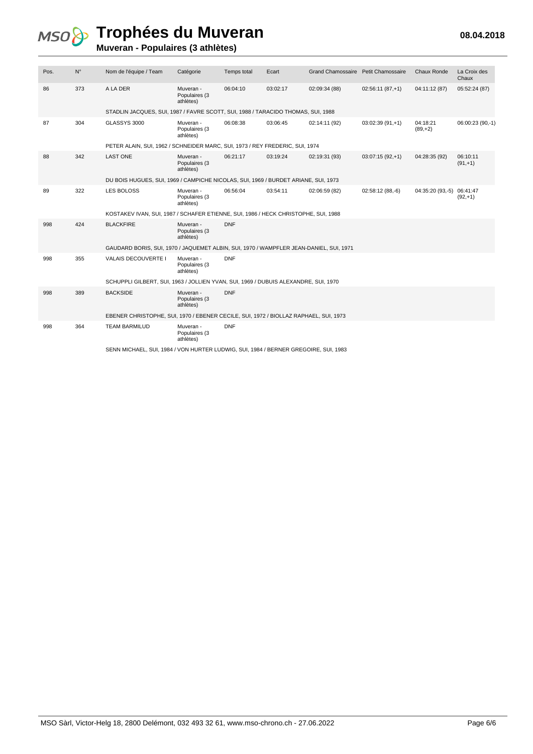# Trophées du Muveran

## Muveran - Populaires (3 athlètes)

08.04.2018

| Pos. | N° | Nom de l'équipe / Team | Catégorie | Temps total | Ecart | Grand Chamossaire | Petit Chamossaire | Chaux Ronde | La Croix des Chaux |
|---|---|---|---|---|---|---|---|---|---|
| 86 | 373 | A LA DER | Muveran - Populaires (3 athlètes) | 06:04:10 | 03:02:17 | 02:09:34 (88) | 02:56:11 (87,+1) | 04:11:12 (87) | 05:52:24 (87) |
| | | STADLIN JACQUES, SUI, 1987 / FAVRE SCOTT, SUI, 1988 / TARACIDO THOMAS, SUI, 1988 | | | | | | | |
| 87 | 304 | GLASSYS 3000 | Muveran - Populaires (3 athlètes) | 06:08:38 | 03:06:45 | 02:14:11 (92) | 03:02:39 (91,+1) | 04:18:21 (89,+2) | 06:00:23 (90,-1) |
| | | PETER ALAIN, SUI, 1962 / SCHNEIDER MARC, SUI, 1973 / REY FREDERIC, SUI, 1974 | | | | | | | |
| 88 | 342 | LAST ONE | Muveran - Populaires (3 athlètes) | 06:21:17 | 03:19:24 | 02:19:31 (93) | 03:07:15 (92,+1) | 04:28:35 (92) | 06:10:11 (91,+1) |
| | | DU BOIS HUGUES, SUI, 1969 / CAMPICHE NICOLAS, SUI, 1969 / BURDET ARIANE, SUI, 1973 | | | | | | | |
| 89 | 322 | LES BOLOSS | Muveran - Populaires (3 athlètes) | 06:56:04 | 03:54:11 | 02:06:59 (82) | 02:58:12 (88,-6) | 04:35:20 (93,-5) | 06:41:47 (92,+1) |
| | | KOSTAKEV IVAN, SUI, 1987 / SCHAFER ETIENNE, SUI, 1986 / HECK CHRISTOPHE, SUI, 1988 | | | | | | | |
| 998 | 424 | BLACKFIRE | Muveran - Populaires (3 athlètes) | DNF | | | | | |
| | | GAUDARD BORIS, SUI, 1970 / JAQUEMET ALBIN, SUI, 1970 / WAMPFLER JEAN-DANIEL, SUI, 1971 | | | | | | | |
| 998 | 355 | VALAIS DECOUVERTE I | Muveran - Populaires (3 athlètes) | DNF | | | | | |
| | | SCHUPPLI GILBERT, SUI, 1963 / JOLLIEN YVAN, SUI, 1969 / DUBUIS ALEXANDRE, SUI, 1970 | | | | | | | |
| 998 | 389 | BACKSIDE | Muveran - Populaires (3 athlètes) | DNF | | | | | |
| | | EBENER CHRISTOPHE, SUI, 1970 / EBENER CECILE, SUI, 1972 / BIOLLAZ RAPHAEL, SUI, 1973 | | | | | | | |
| 998 | 364 | TEAM BARMILUD | Muveran - Populaires (3 athlètes) | DNF | | | | | |
| | | SENN MICHAEL, SUI, 1984 / VON HURTER LUDWIG, SUI, 1984 / BERNER GREGOIRE, SUI, 1983 | | | | | | | |

MSO Sàrl, Victor-Helg 18, 2800 Delémont, 032 493 32 61, www.mso-chrono.ch - 27.06.2022